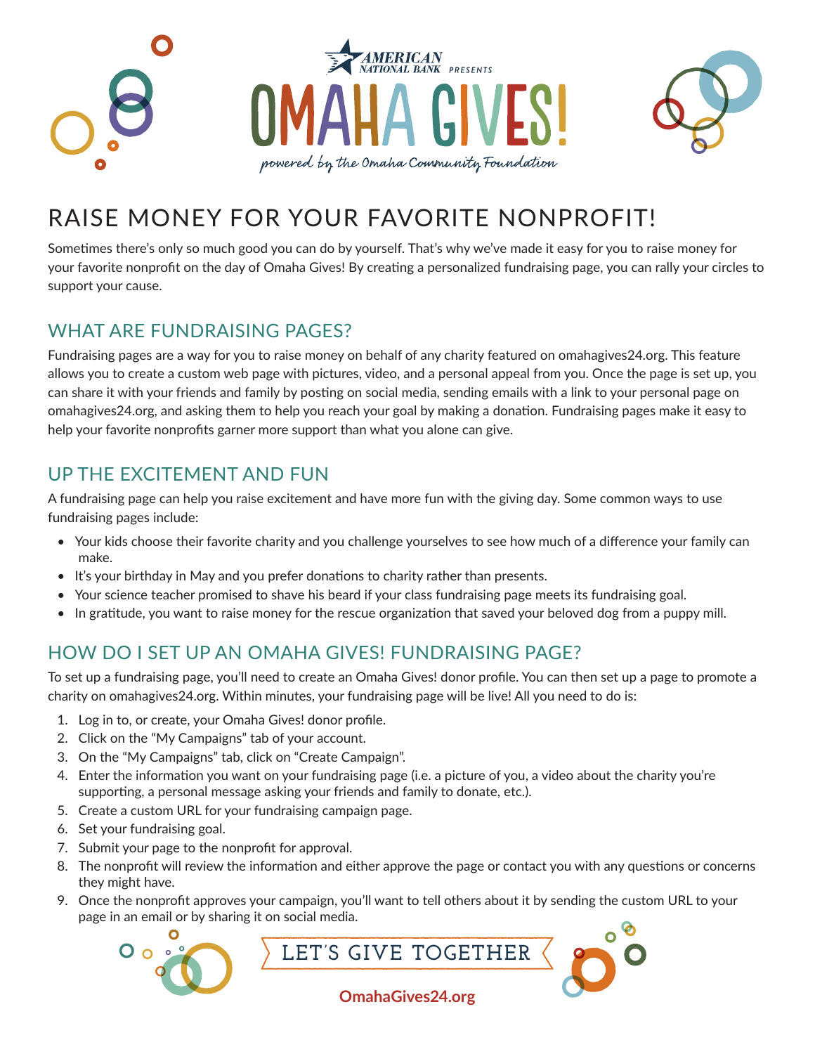AMERICAN NATIONAL BANK PRESENTS

# OMAHA GIVES!

*powered by the Omaha Community Foundation*

# RAISE MONEY FOR YOUR FAVORITE NONPROFIT!

Sometimes there's only so much good you can do by yourself. That's why we've made it easy for you to raise money for your favorite nonprofit on the day of Omaha Gives! By creating a personalized fundraising page, you can rally your circles to support your cause.

## WHAT ARE FUNDRAISING PAGES?

Fundraising pages are a way for you to raise money on behalf of any charity featured on omahagives24.org. This feature allows you to create a custom web page with pictures, video, and a personal appeal from you. Once the page is set up, you can share it with your friends and family by posting on social media, sending emails with a link to your personal page on omahagives24.org, and asking them to help you reach your goal by making a donation. Fundraising pages make it easy to help your favorite nonprofits garner more support than what you alone can give.

## UP THE EXCITEMENT AND FUN

A fundraising page can help you raise excitement and have more fun with the giving day. Some common ways to use fundraising pages include:

- Your kids choose their favorite charity and you challenge yourselves to see how much of a difference your family can make.
- It's your birthday in May and you prefer donations to charity rather than presents.
- Your science teacher promised to shave his beard if your class fundraising page meets its fundraising goal.
- In gratitude, you want to raise money for the rescue organization that saved your beloved dog from a puppy mill.

## HOW DO I SET UP AN OMAHA GIVES! FUNDRAISING PAGE?

To set up a fundraising page, you'll need to create an Omaha Gives! donor profile. You can then set up a page to promote a charity on omahagives24.org. Within minutes, your fundraising page will be live! All you need to do is:

1. Log in to, or create, your Omaha Gives! donor profile.
2. Click on the "My Campaigns" tab of your account.
3. On the "My Campaigns" tab, click on "Create Campaign".
4. Enter the information you want on your fundraising page (i.e. a picture of you, a video about the charity you're supporting, a personal message asking your friends and family to donate, etc.).
5. Create a custom URL for your fundraising campaign page.
6. Set your fundraising goal.
7. Submit your page to the nonprofit for approval.
8. The nonprofit will review the information and either approve the page or contact you with any questions or concerns they might have.
9. Once the nonprofit approves your campaign, you'll want to tell others about it by sending the custom URL to your page in an email or by sharing it on social media.

LET'S GIVE TOGETHER

**OmahaGives24.org**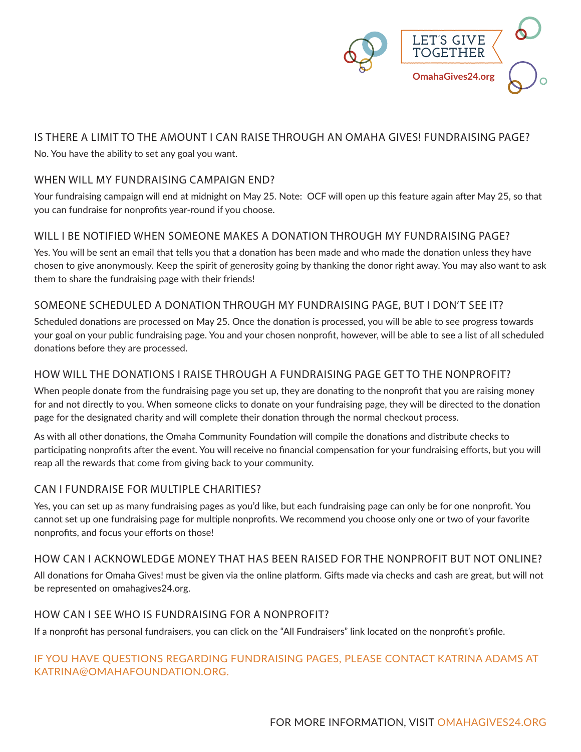LET'S GIVE TOGETHER

OmahaGives24.org

## IS THERE A LIMIT TO THE AMOUNT I CAN RAISE THROUGH AN OMAHA GIVES! FUNDRAISING PAGE?

No. You have the ability to set any goal you want.

## WHEN WILL MY FUNDRAISING CAMPAIGN END?

Your fundraising campaign will end at midnight on May 25. Note: OCF will open up this feature again after May 25, so that you can fundraise for nonprofits year-round if you choose.

## WILL I BE NOTIFIED WHEN SOMEONE MAKES A DONATION THROUGH MY FUNDRAISING PAGE?

Yes. You will be sent an email that tells you that a donation has been made and who made the donation unless they have chosen to give anonymously. Keep the spirit of generosity going by thanking the donor right away. You may also want to ask them to share the fundraising page with their friends!

## SOMEONE SCHEDULED A DONATION THROUGH MY FUNDRAISING PAGE, BUT I DON'T SEE IT?

Scheduled donations are processed on May 25. Once the donation is processed, you will be able to see progress towards your goal on your public fundraising page. You and your chosen nonprofit, however, will be able to see a list of all scheduled donations before they are processed.

## HOW WILL THE DONATIONS I RAISE THROUGH A FUNDRAISING PAGE GET TO THE NONPROFIT?

When people donate from the fundraising page you set up, they are donating to the nonprofit that you are raising money for and not directly to you. When someone clicks to donate on your fundraising page, they will be directed to the donation page for the designated charity and will complete their donation through the normal checkout process.

As with all other donations, the Omaha Community Foundation will compile the donations and distribute checks to participating nonprofits after the event. You will receive no financial compensation for your fundraising efforts, but you will reap all the rewards that come from giving back to your community.

## CAN I FUNDRAISE FOR MULTIPLE CHARITIES?

Yes, you can set up as many fundraising pages as you'd like, but each fundraising page can only be for one nonprofit. You cannot set up one fundraising page for multiple nonprofits. We recommend you choose only one or two of your favorite nonprofits, and focus your efforts on those!

## HOW CAN I ACKNOWLEDGE MONEY THAT HAS BEEN RAISED FOR THE NONPROFIT BUT NOT ONLINE?

All donations for Omaha Gives! must be given via the online platform. Gifts made via checks and cash are great, but will not be represented on omahagives24.org.

## HOW CAN I SEE WHO IS FUNDRAISING FOR A NONPROFIT?

If a nonprofit has personal fundraisers, you can click on the "All Fundraisers" link located on the nonprofit's profile.

IF YOU HAVE QUESTIONS REGARDING FUNDRAISING PAGES, PLEASE CONTACT KATRINA ADAMS AT KATRINA@OMAHAFOUNDATION.ORG.

FOR MORE INFORMATION, VISIT OMAHAGIVES24.ORG